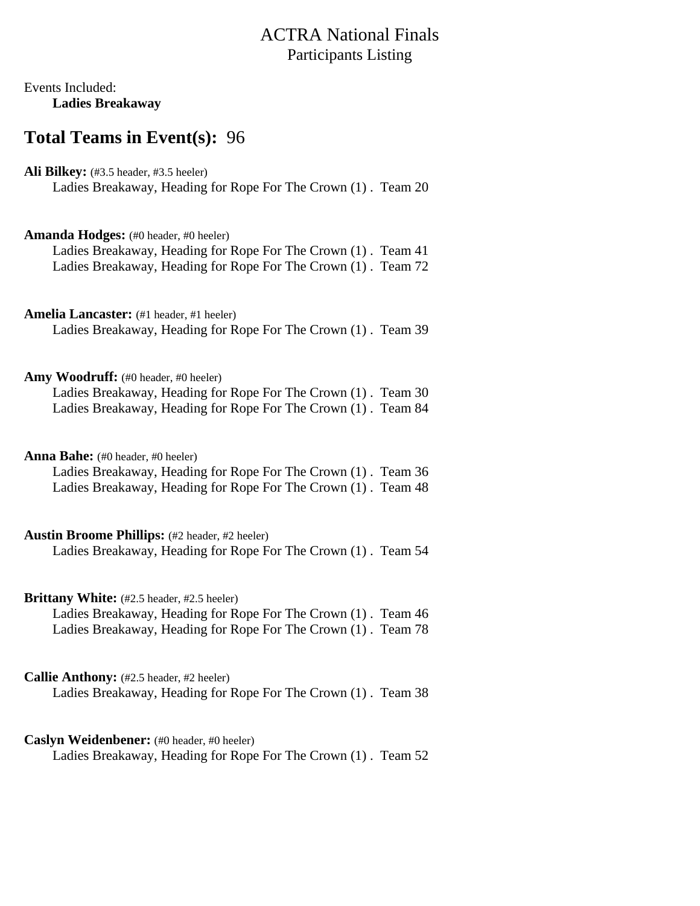# ACTRA National Finals

## Participants Listing

Events Included:

**Ladies Breakaway**

## Total Teams in Event(s): 96

**Ali Bilkey:** (#3.5 header, #3.5 heeler)
Ladies Breakaway, Heading for Rope For The Crown (1) . Team 20

**Amanda Hodges:** (#0 header, #0 heeler)
Ladies Breakaway, Heading for Rope For The Crown (1) . Team 41
Ladies Breakaway, Heading for Rope For The Crown (1) . Team 72

**Amelia Lancaster:** (#1 header, #1 heeler)
Ladies Breakaway, Heading for Rope For The Crown (1) . Team 39

**Amy Woodruff:** (#0 header, #0 heeler)
Ladies Breakaway, Heading for Rope For The Crown (1) . Team 30
Ladies Breakaway, Heading for Rope For The Crown (1) . Team 84

**Anna Bahe:** (#0 header, #0 heeler)
Ladies Breakaway, Heading for Rope For The Crown (1) . Team 36
Ladies Breakaway, Heading for Rope For The Crown (1) . Team 48

**Austin Broome Phillips:** (#2 header, #2 heeler)
Ladies Breakaway, Heading for Rope For The Crown (1) . Team 54

**Brittany White:** (#2.5 header, #2.5 heeler)
Ladies Breakaway, Heading for Rope For The Crown (1) . Team 46
Ladies Breakaway, Heading for Rope For The Crown (1) . Team 78

**Callie Anthony:** (#2.5 header, #2 heeler)
Ladies Breakaway, Heading for Rope For The Crown (1) . Team 38

**Caslyn Weidenbener:** (#0 header, #0 heeler)
Ladies Breakaway, Heading for Rope For The Crown (1) . Team 52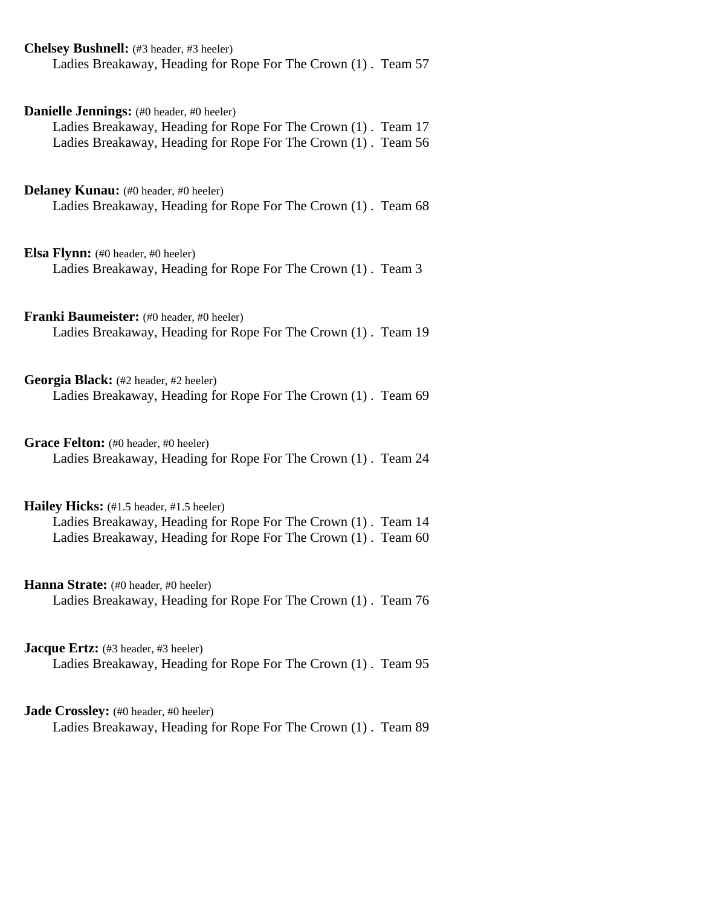**Chelsey Bushnell:** (#3 header, #3 heeler)
Ladies Breakaway, Heading for Rope For The Crown (1) . Team 57

**Danielle Jennings:** (#0 header, #0 heeler)
Ladies Breakaway, Heading for Rope For The Crown (1) . Team 17
Ladies Breakaway, Heading for Rope For The Crown (1) . Team 56

**Delaney Kunau:** (#0 header, #0 heeler)
Ladies Breakaway, Heading for Rope For The Crown (1) . Team 68

**Elsa Flynn:** (#0 header, #0 heeler)
Ladies Breakaway, Heading for Rope For The Crown (1) . Team 3

**Franki Baumeister:** (#0 header, #0 heeler)
Ladies Breakaway, Heading for Rope For The Crown (1) . Team 19

**Georgia Black:** (#2 header, #2 heeler)
Ladies Breakaway, Heading for Rope For The Crown (1) . Team 69

**Grace Felton:** (#0 header, #0 heeler)
Ladies Breakaway, Heading for Rope For The Crown (1) . Team 24

**Hailey Hicks:** (#1.5 header, #1.5 heeler)
Ladies Breakaway, Heading for Rope For The Crown (1) . Team 14
Ladies Breakaway, Heading for Rope For The Crown (1) . Team 60

**Hanna Strate:** (#0 header, #0 heeler)
Ladies Breakaway, Heading for Rope For The Crown (1) . Team 76

**Jacque Ertz:** (#3 header, #3 heeler)
Ladies Breakaway, Heading for Rope For The Crown (1) . Team 95

**Jade Crossley:** (#0 header, #0 heeler)
Ladies Breakaway, Heading for Rope For The Crown (1) . Team 89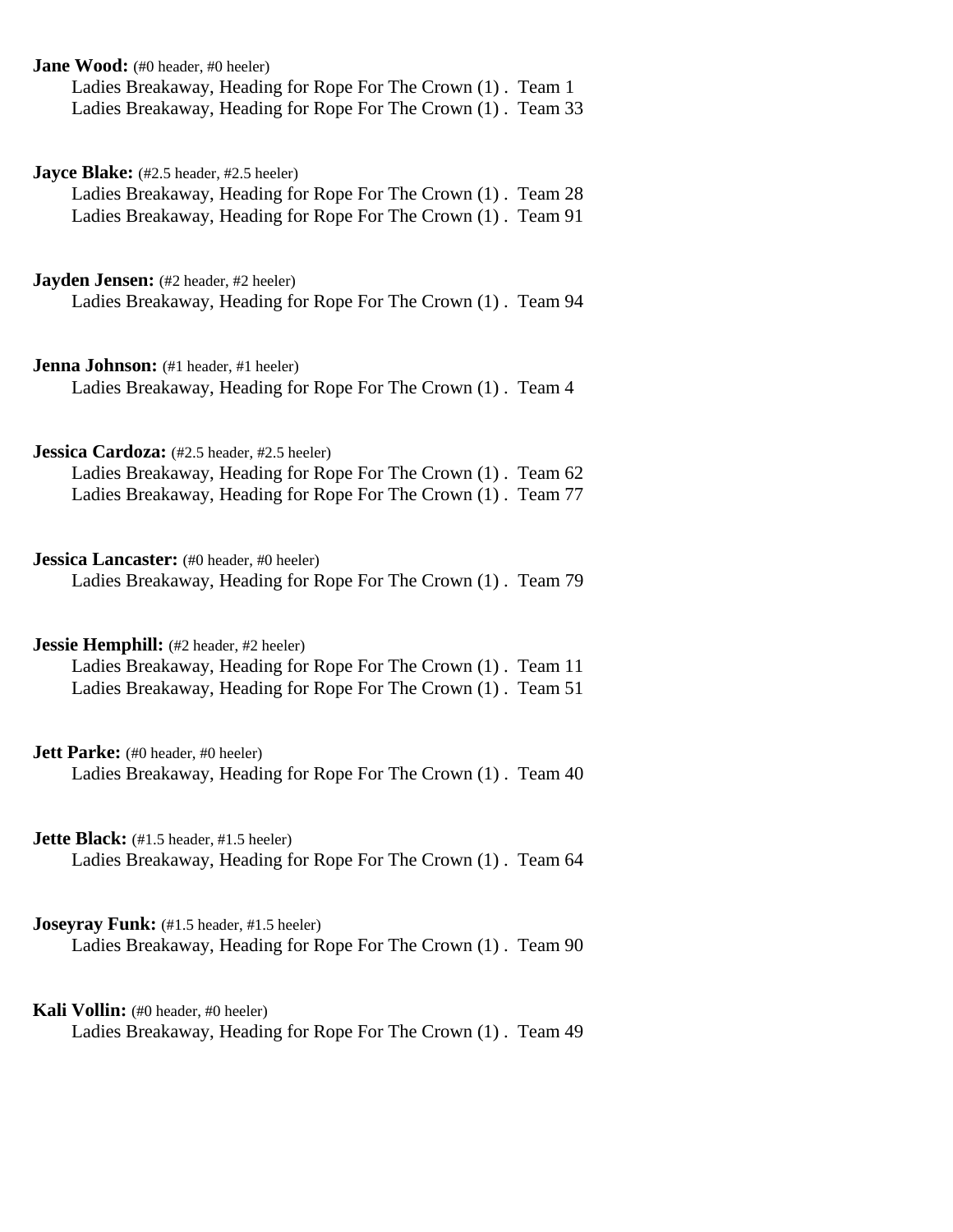**Jane Wood:** (#0 header, #0 heeler)
Ladies Breakaway, Heading for Rope For The Crown (1) .  Team 1
Ladies Breakaway, Heading for Rope For The Crown (1) .  Team 33

**Jayce Blake:** (#2.5 header, #2.5 heeler)
Ladies Breakaway, Heading for Rope For The Crown (1) .  Team 28
Ladies Breakaway, Heading for Rope For The Crown (1) .  Team 91

**Jayden Jensen:** (#2 header, #2 heeler)
Ladies Breakaway, Heading for Rope For The Crown (1) .  Team 94

**Jenna Johnson:** (#1 header, #1 heeler)
Ladies Breakaway, Heading for Rope For The Crown (1) .  Team 4

**Jessica Cardoza:** (#2.5 header, #2.5 heeler)
Ladies Breakaway, Heading for Rope For The Crown (1) .  Team 62
Ladies Breakaway, Heading for Rope For The Crown (1) .  Team 77

**Jessica Lancaster:** (#0 header, #0 heeler)
Ladies Breakaway, Heading for Rope For The Crown (1) .  Team 79

**Jessie Hemphill:** (#2 header, #2 heeler)
Ladies Breakaway, Heading for Rope For The Crown (1) .  Team 11
Ladies Breakaway, Heading for Rope For The Crown (1) .  Team 51

**Jett Parke:** (#0 header, #0 heeler)
Ladies Breakaway, Heading for Rope For The Crown (1) .  Team 40

**Jette Black:** (#1.5 header, #1.5 heeler)
Ladies Breakaway, Heading for Rope For The Crown (1) .  Team 64

**Joseyray Funk:** (#1.5 header, #1.5 heeler)
Ladies Breakaway, Heading for Rope For The Crown (1) .  Team 90

**Kali Vollin:** (#0 header, #0 heeler)
Ladies Breakaway, Heading for Rope For The Crown (1) .  Team 49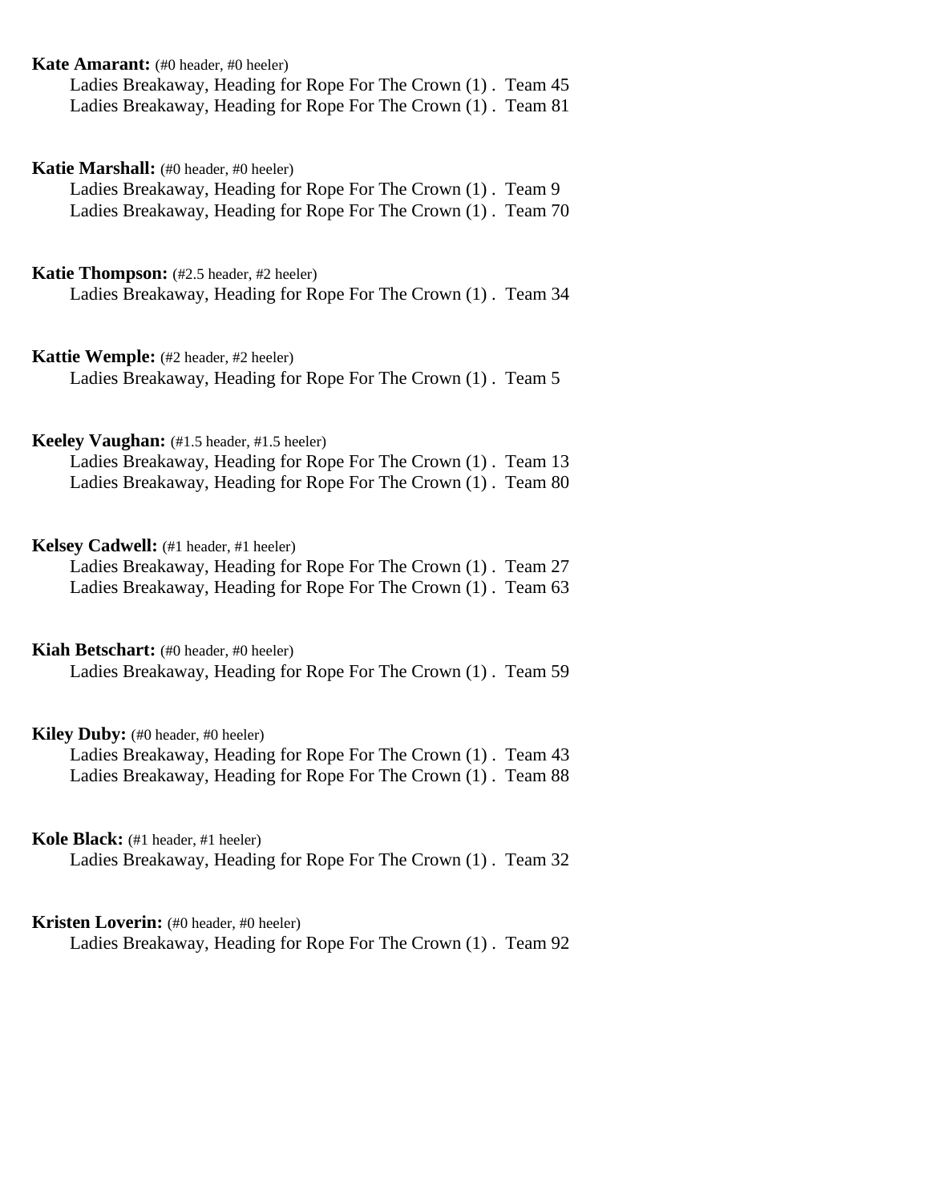**Kate Amarant:** (#0 header, #0 heeler)
Ladies Breakaway, Heading for Rope For The Crown (1) . Team 45
Ladies Breakaway, Heading for Rope For The Crown (1) . Team 81

**Katie Marshall:** (#0 header, #0 heeler)
Ladies Breakaway, Heading for Rope For The Crown (1) . Team 9
Ladies Breakaway, Heading for Rope For The Crown (1) . Team 70

**Katie Thompson:** (#2.5 header, #2 heeler)
Ladies Breakaway, Heading for Rope For The Crown (1) . Team 34

**Kattie Wemple:** (#2 header, #2 heeler)
Ladies Breakaway, Heading for Rope For The Crown (1) . Team 5

**Keeley Vaughan:** (#1.5 header, #1.5 heeler)
Ladies Breakaway, Heading for Rope For The Crown (1) . Team 13
Ladies Breakaway, Heading for Rope For The Crown (1) . Team 80

**Kelsey Cadwell:** (#1 header, #1 heeler)
Ladies Breakaway, Heading for Rope For The Crown (1) . Team 27
Ladies Breakaway, Heading for Rope For The Crown (1) . Team 63

**Kiah Betschart:** (#0 header, #0 heeler)
Ladies Breakaway, Heading for Rope For The Crown (1) . Team 59

**Kiley Duby:** (#0 header, #0 heeler)
Ladies Breakaway, Heading for Rope For The Crown (1) . Team 43
Ladies Breakaway, Heading for Rope For The Crown (1) . Team 88

**Kole Black:** (#1 header, #1 heeler)
Ladies Breakaway, Heading for Rope For The Crown (1) . Team 32

**Kristen Loverin:** (#0 header, #0 heeler)
Ladies Breakaway, Heading for Rope For The Crown (1) . Team 92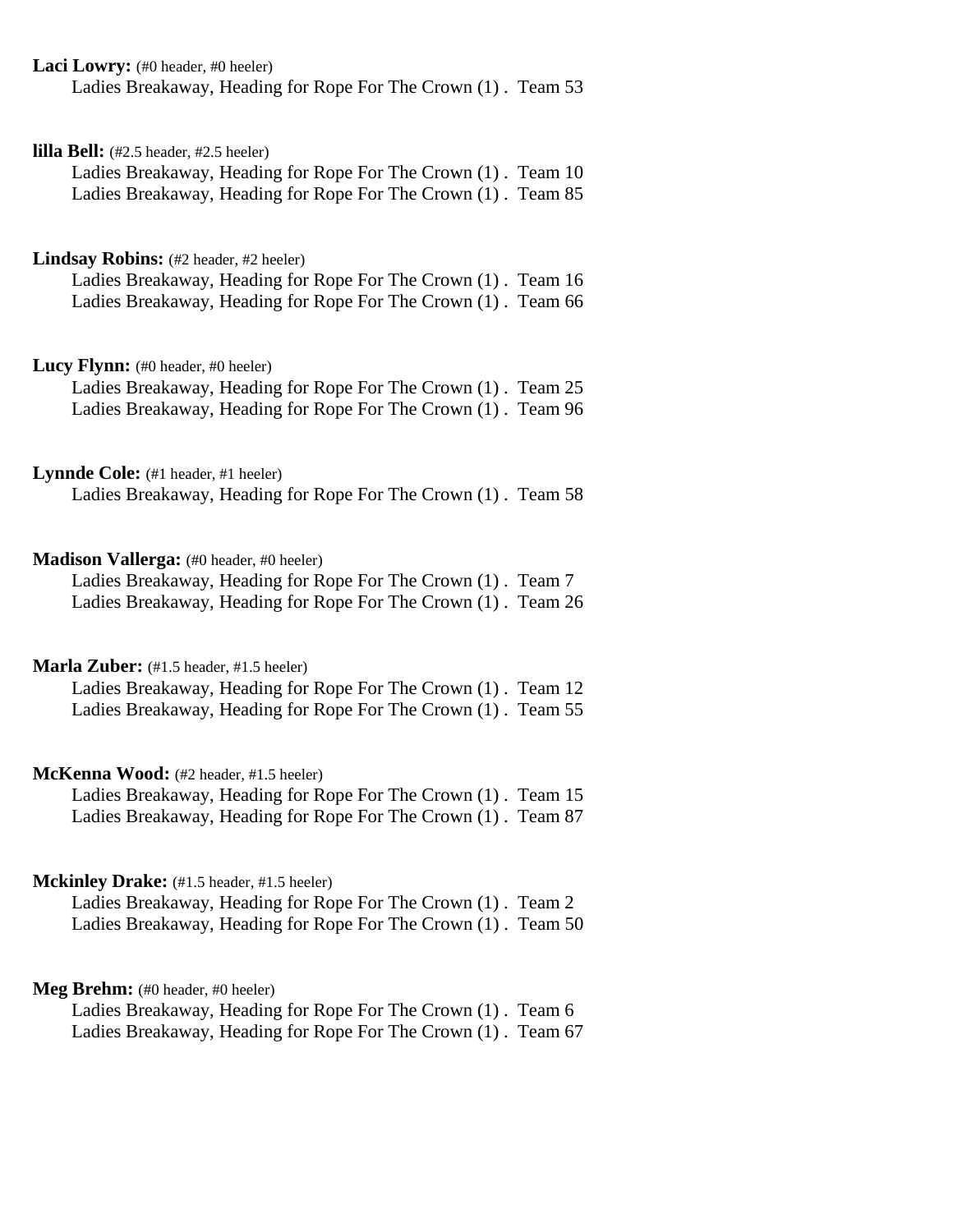**Laci Lowry:** (#0 header, #0 heeler)
Ladies Breakaway, Heading for Rope For The Crown (1) . Team 53

**lilla Bell:** (#2.5 header, #2.5 heeler)
Ladies Breakaway, Heading for Rope For The Crown (1) . Team 10
Ladies Breakaway, Heading for Rope For The Crown (1) . Team 85

**Lindsay Robins:** (#2 header, #2 heeler)
Ladies Breakaway, Heading for Rope For The Crown (1) . Team 16
Ladies Breakaway, Heading for Rope For The Crown (1) . Team 66

**Lucy Flynn:** (#0 header, #0 heeler)
Ladies Breakaway, Heading for Rope For The Crown (1) . Team 25
Ladies Breakaway, Heading for Rope For The Crown (1) . Team 96

**Lynnde Cole:** (#1 header, #1 heeler)
Ladies Breakaway, Heading for Rope For The Crown (1) . Team 58

**Madison Vallerga:** (#0 header, #0 heeler)
Ladies Breakaway, Heading for Rope For The Crown (1) . Team 7
Ladies Breakaway, Heading for Rope For The Crown (1) . Team 26

**Marla Zuber:** (#1.5 header, #1.5 heeler)
Ladies Breakaway, Heading for Rope For The Crown (1) . Team 12
Ladies Breakaway, Heading for Rope For The Crown (1) . Team 55

**McKenna Wood:** (#2 header, #1.5 heeler)
Ladies Breakaway, Heading for Rope For The Crown (1) . Team 15
Ladies Breakaway, Heading for Rope For The Crown (1) . Team 87

**Mckinley Drake:** (#1.5 header, #1.5 heeler)
Ladies Breakaway, Heading for Rope For The Crown (1) . Team 2
Ladies Breakaway, Heading for Rope For The Crown (1) . Team 50

**Meg Brehm:** (#0 header, #0 heeler)
Ladies Breakaway, Heading for Rope For The Crown (1) . Team 6
Ladies Breakaway, Heading for Rope For The Crown (1) . Team 67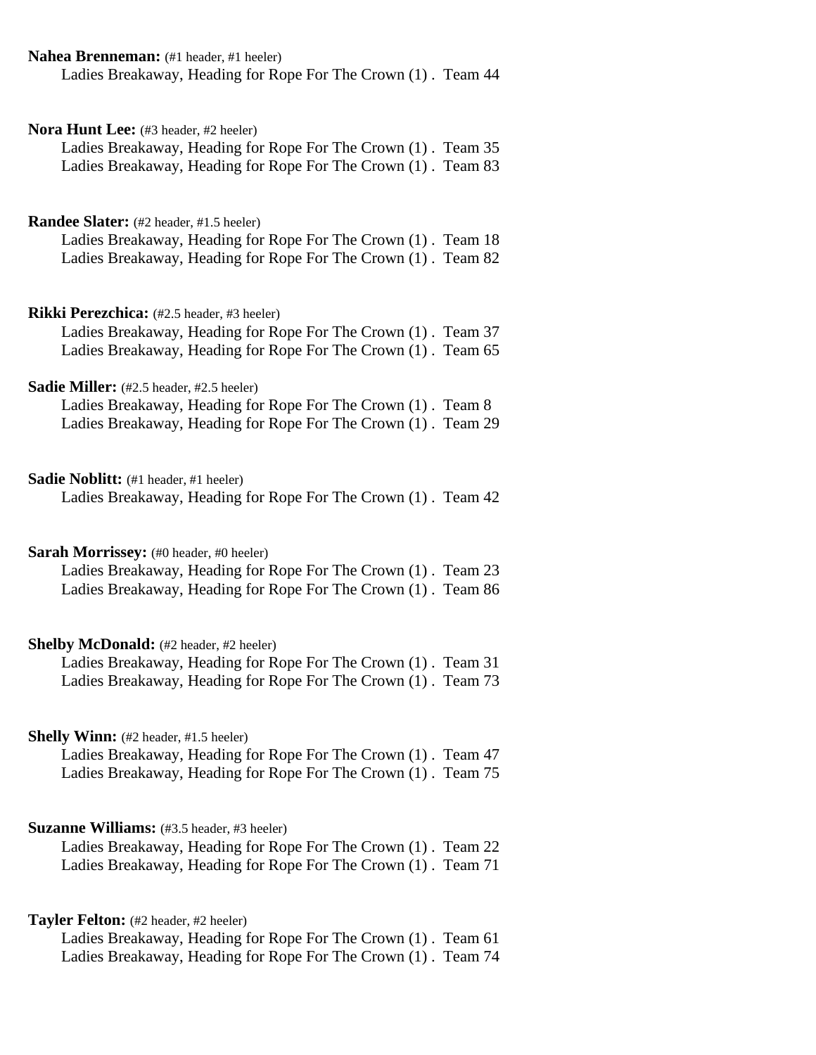**Nahea Brenneman:** (#1 header, #1 heeler)
Ladies Breakaway, Heading for Rope For The Crown (1) . Team 44

**Nora Hunt Lee:** (#3 header, #2 heeler)
Ladies Breakaway, Heading for Rope For The Crown (1) . Team 35
Ladies Breakaway, Heading for Rope For The Crown (1) . Team 83

**Randee Slater:** (#2 header, #1.5 heeler)
Ladies Breakaway, Heading for Rope For The Crown (1) . Team 18
Ladies Breakaway, Heading for Rope For The Crown (1) . Team 82

**Rikki Perezchica:** (#2.5 header, #3 heeler)
Ladies Breakaway, Heading for Rope For The Crown (1) . Team 37
Ladies Breakaway, Heading for Rope For The Crown (1) . Team 65

**Sadie Miller:** (#2.5 header, #2.5 heeler)
Ladies Breakaway, Heading for Rope For The Crown (1) . Team 8
Ladies Breakaway, Heading for Rope For The Crown (1) . Team 29

**Sadie Noblitt:** (#1 header, #1 heeler)
Ladies Breakaway, Heading for Rope For The Crown (1) . Team 42

**Sarah Morrissey:** (#0 header, #0 heeler)
Ladies Breakaway, Heading for Rope For The Crown (1) . Team 23
Ladies Breakaway, Heading for Rope For The Crown (1) . Team 86

**Shelby McDonald:** (#2 header, #2 heeler)
Ladies Breakaway, Heading for Rope For The Crown (1) . Team 31
Ladies Breakaway, Heading for Rope For The Crown (1) . Team 73

**Shelly Winn:** (#2 header, #1.5 heeler)
Ladies Breakaway, Heading for Rope For The Crown (1) . Team 47
Ladies Breakaway, Heading for Rope For The Crown (1) . Team 75

**Suzanne Williams:** (#3.5 header, #3 heeler)
Ladies Breakaway, Heading for Rope For The Crown (1) . Team 22
Ladies Breakaway, Heading for Rope For The Crown (1) . Team 71

**Tayler Felton:** (#2 header, #2 heeler)
Ladies Breakaway, Heading for Rope For The Crown (1) . Team 61
Ladies Breakaway, Heading for Rope For The Crown (1) . Team 74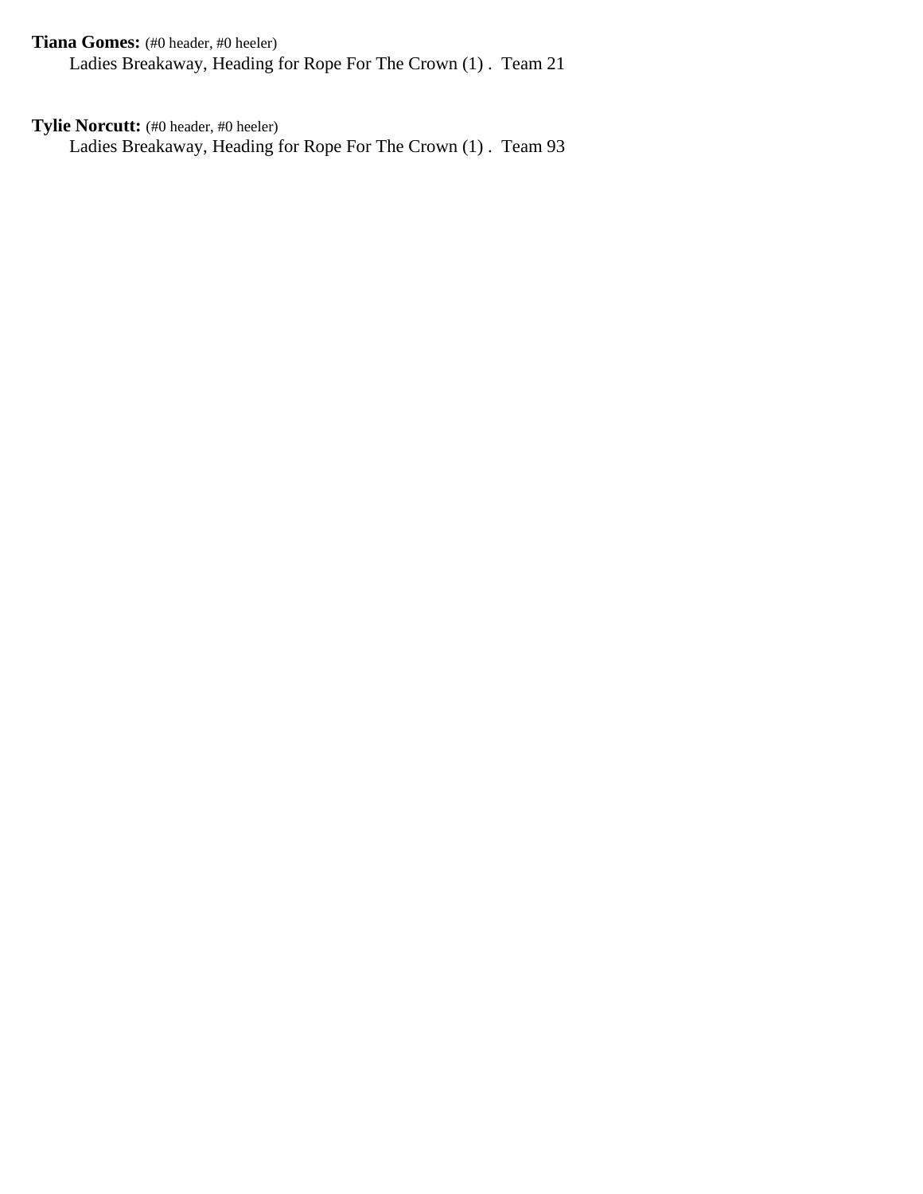**Tiana Gomes:** (#0 header, #0 heeler)
Ladies Breakaway, Heading for Rope For The Crown (1) .  Team 21

**Tylie Norcutt:** (#0 header, #0 heeler)
Ladies Breakaway, Heading for Rope For The Crown (1) .  Team 93